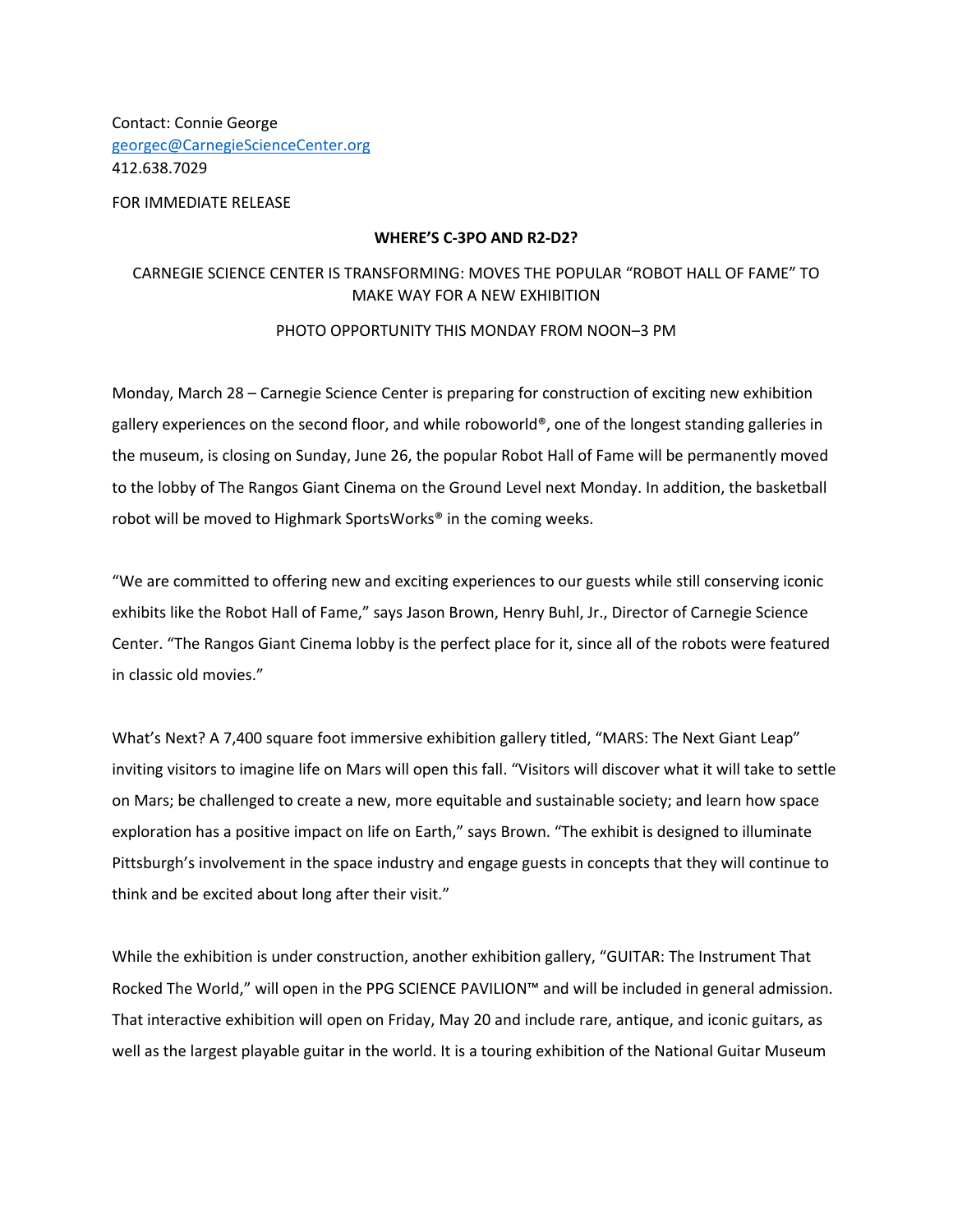Contact: Connie George
georgec@CarnegieScienceCenter.org
412.638.7029

FOR IMMEDIATE RELEASE

**WHERE'S C-3PO AND R2-D2?**

CARNEGIE SCIENCE CENTER IS TRANSFORMING: MOVES THE POPULAR "ROBOT HALL OF FAME" TO MAKE WAY FOR A NEW EXHIBITION

PHOTO OPPORTUNITY THIS MONDAY FROM NOON–3 PM

Monday, March 28 – Carnegie Science Center is preparing for construction of exciting new exhibition gallery experiences on the second floor, and while roboworld®, one of the longest standing galleries in the museum, is closing on Sunday, June 26, the popular Robot Hall of Fame will be permanently moved to the lobby of The Rangos Giant Cinema on the Ground Level next Monday. In addition, the basketball robot will be moved to Highmark SportsWorks® in the coming weeks.

"We are committed to offering new and exciting experiences to our guests while still conserving iconic exhibits like the Robot Hall of Fame," says Jason Brown, Henry Buhl, Jr., Director of Carnegie Science Center. "The Rangos Giant Cinema lobby is the perfect place for it, since all of the robots were featured in classic old movies."

What's Next? A 7,400 square foot immersive exhibition gallery titled, "MARS: The Next Giant Leap" inviting visitors to imagine life on Mars will open this fall. "Visitors will discover what it will take to settle on Mars; be challenged to create a new, more equitable and sustainable society; and learn how space exploration has a positive impact on life on Earth," says Brown. "The exhibit is designed to illuminate Pittsburgh's involvement in the space industry and engage guests in concepts that they will continue to think and be excited about long after their visit."

While the exhibition is under construction, another exhibition gallery, "GUITAR: The Instrument That Rocked The World," will open in the PPG SCIENCE PAVILION™ and will be included in general admission. That interactive exhibition will open on Friday, May 20 and include rare, antique, and iconic guitars, as well as the largest playable guitar in the world. It is a touring exhibition of the National Guitar Museum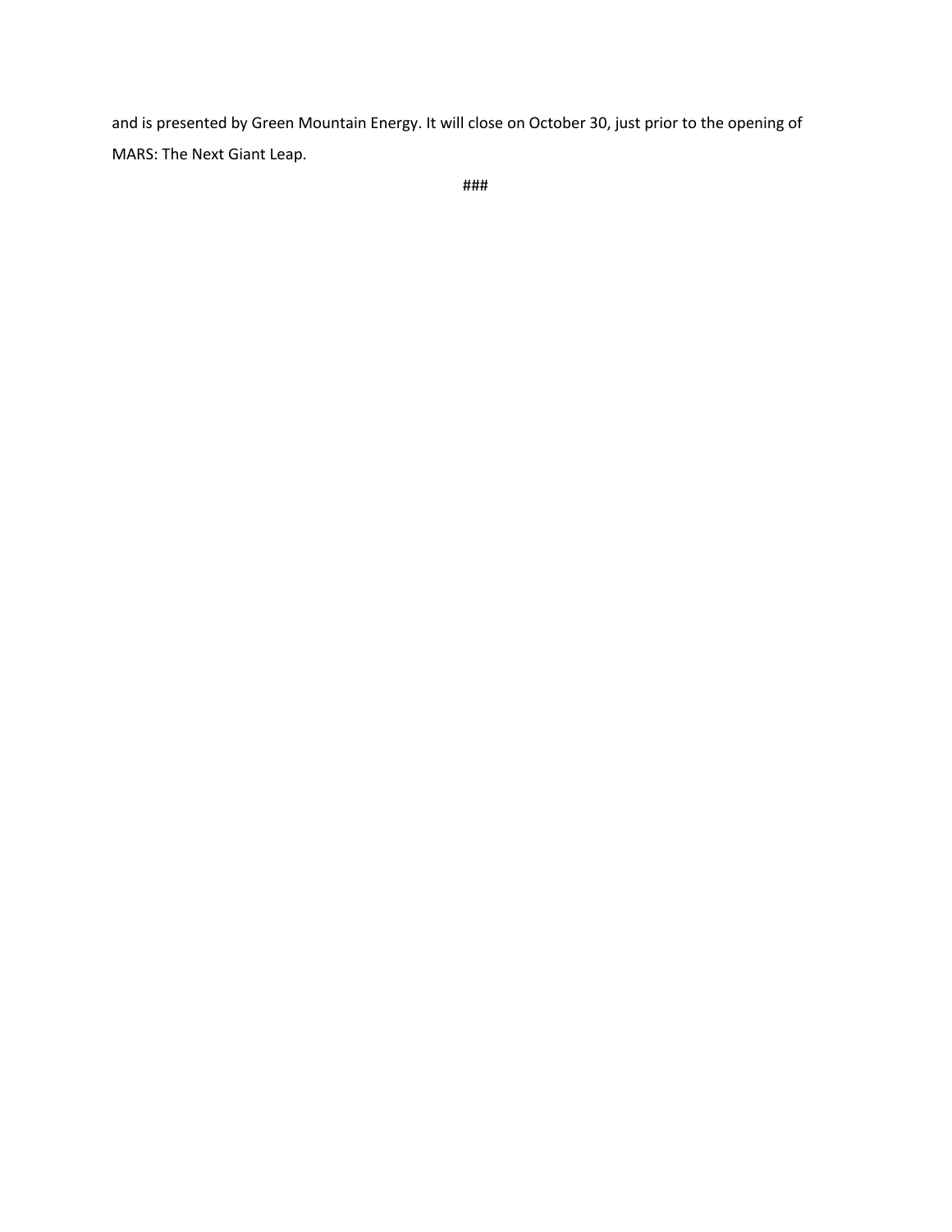and is presented by Green Mountain Energy. It will close on October 30, just prior to the opening of MARS: The Next Giant Leap.

###